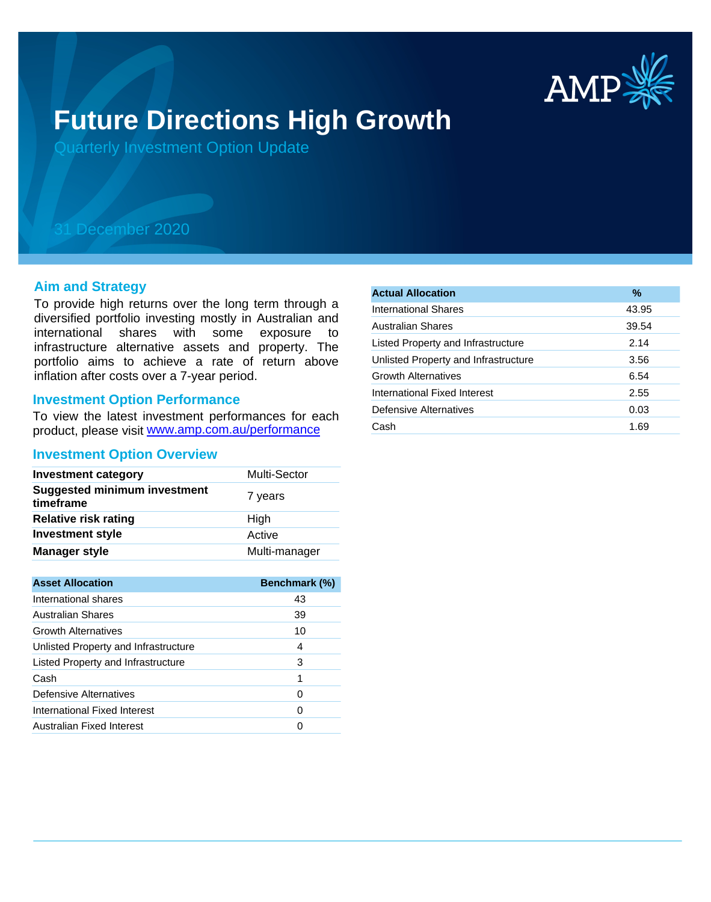# Future Directions High Growth

Quarterly Investment Option Update

31 December 2020

## Aim and Strategy

To provide high returns over the long term through a diversified portfolio investing mostly in Australian and international shares with some exposure to infrastructure alternative assets and property. The portfolio aims to achieve a rate of return above inflation after costs over a 7-year period.

## Investment Option Performance

To view the latest investment performances for each product, please visit www.amp.com.au/performance

## Investment Option Overview

| | |
|---|---|
| **Investment category** | Multi-Sector |
| **Suggested minimum investment timeframe** | 7 years |
| **Relative risk rating** | High |
| **Investment style** | Active |
| **Manager style** | Multi-manager |

| Asset Allocation | Benchmark (%) |
|---|---|
| International shares | 43 |
| Australian Shares | 39 |
| Growth Alternatives | 10 |
| Unlisted Property and Infrastructure | 4 |
| Listed Property and Infrastructure | 3 |
| Cash | 1 |
| Defensive Alternatives | 0 |
| International Fixed Interest | 0 |
| Australian Fixed Interest | 0 |

| Actual Allocation | % |
|---|---|
| International Shares | 43.95 |
| Australian Shares | 39.54 |
| Listed Property and Infrastructure | 2.14 |
| Unlisted Property and Infrastructure | 3.56 |
| Growth Alternatives | 6.54 |
| International Fixed Interest | 2.55 |
| Defensive Alternatives | 0.03 |
| Cash | 1.69 |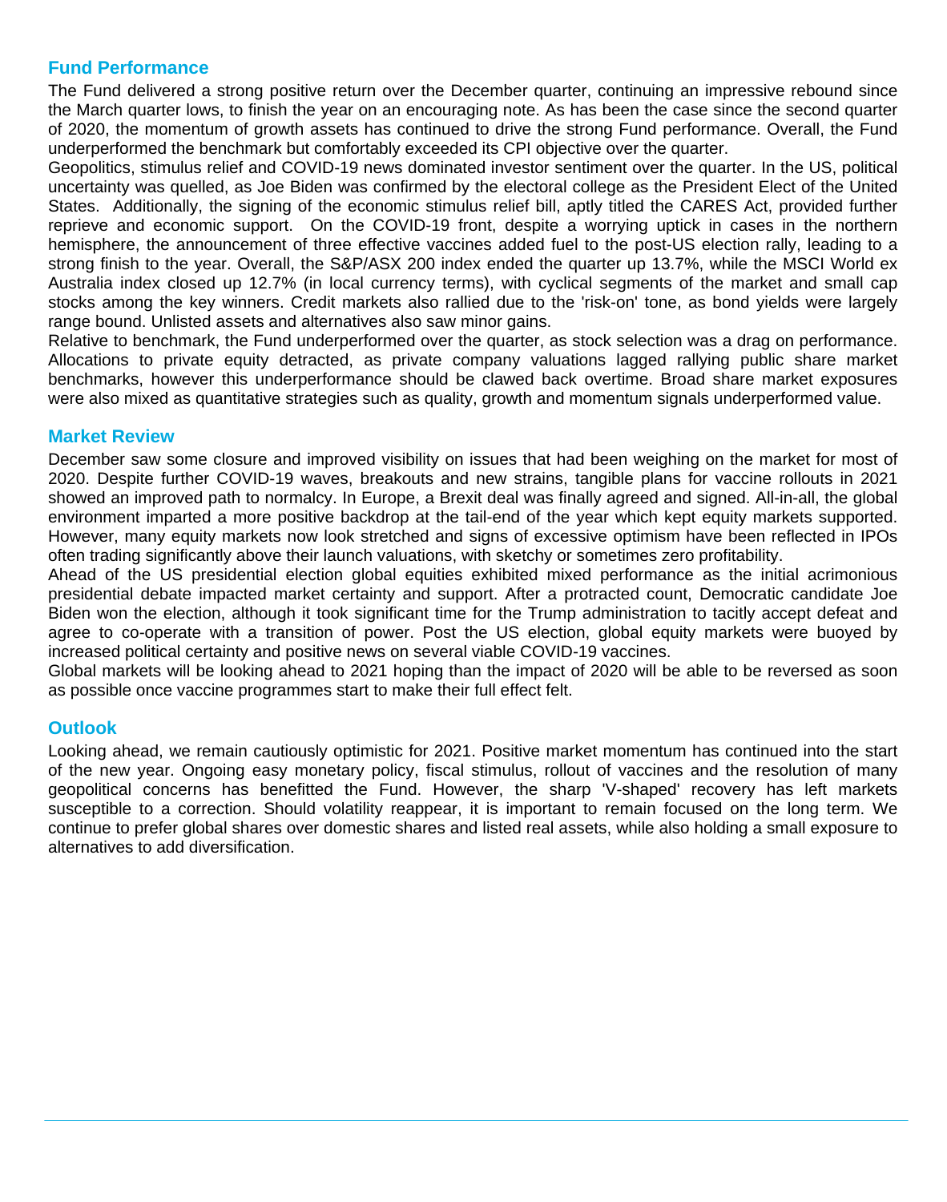## Fund Performance

The Fund delivered a strong positive return over the December quarter, continuing an impressive rebound since the March quarter lows, to finish the year on an encouraging note. As has been the case since the second quarter of 2020, the momentum of growth assets has continued to drive the strong Fund performance. Overall, the Fund underperformed the benchmark but comfortably exceeded its CPI objective over the quarter.

Geopolitics, stimulus relief and COVID-19 news dominated investor sentiment over the quarter. In the US, political uncertainty was quelled, as Joe Biden was confirmed by the electoral college as the President Elect of the United States. Additionally, the signing of the economic stimulus relief bill, aptly titled the CARES Act, provided further reprieve and economic support. On the COVID-19 front, despite a worrying uptick in cases in the northern hemisphere, the announcement of three effective vaccines added fuel to the post-US election rally, leading to a strong finish to the year. Overall, the S&P/ASX 200 index ended the quarter up 13.7%, while the MSCI World ex Australia index closed up 12.7% (in local currency terms), with cyclical segments of the market and small cap stocks among the key winners. Credit markets also rallied due to the 'risk-on' tone, as bond yields were largely range bound. Unlisted assets and alternatives also saw minor gains.

Relative to benchmark, the Fund underperformed over the quarter, as stock selection was a drag on performance. Allocations to private equity detracted, as private company valuations lagged rallying public share market benchmarks, however this underperformance should be clawed back overtime. Broad share market exposures were also mixed as quantitative strategies such as quality, growth and momentum signals underperformed value.

## Market Review

December saw some closure and improved visibility on issues that had been weighing on the market for most of 2020. Despite further COVID-19 waves, breakouts and new strains, tangible plans for vaccine rollouts in 2021 showed an improved path to normalcy. In Europe, a Brexit deal was finally agreed and signed. All-in-all, the global environment imparted a more positive backdrop at the tail-end of the year which kept equity markets supported. However, many equity markets now look stretched and signs of excessive optimism have been reflected in IPOs often trading significantly above their launch valuations, with sketchy or sometimes zero profitability.

Ahead of the US presidential election global equities exhibited mixed performance as the initial acrimonious presidential debate impacted market certainty and support. After a protracted count, Democratic candidate Joe Biden won the election, although it took significant time for the Trump administration to tacitly accept defeat and agree to co-operate with a transition of power. Post the US election, global equity markets were buoyed by increased political certainty and positive news on several viable COVID-19 vaccines.

Global markets will be looking ahead to 2021 hoping than the impact of 2020 will be able to be reversed as soon as possible once vaccine programmes start to make their full effect felt.

## Outlook

Looking ahead, we remain cautiously optimistic for 2021. Positive market momentum has continued into the start of the new year. Ongoing easy monetary policy, fiscal stimulus, rollout of vaccines and the resolution of many geopolitical concerns has benefitted the Fund. However, the sharp 'V-shaped' recovery has left markets susceptible to a correction. Should volatility reappear, it is important to remain focused on the long term. We continue to prefer global shares over domestic shares and listed real assets, while also holding a small exposure to alternatives to add diversification.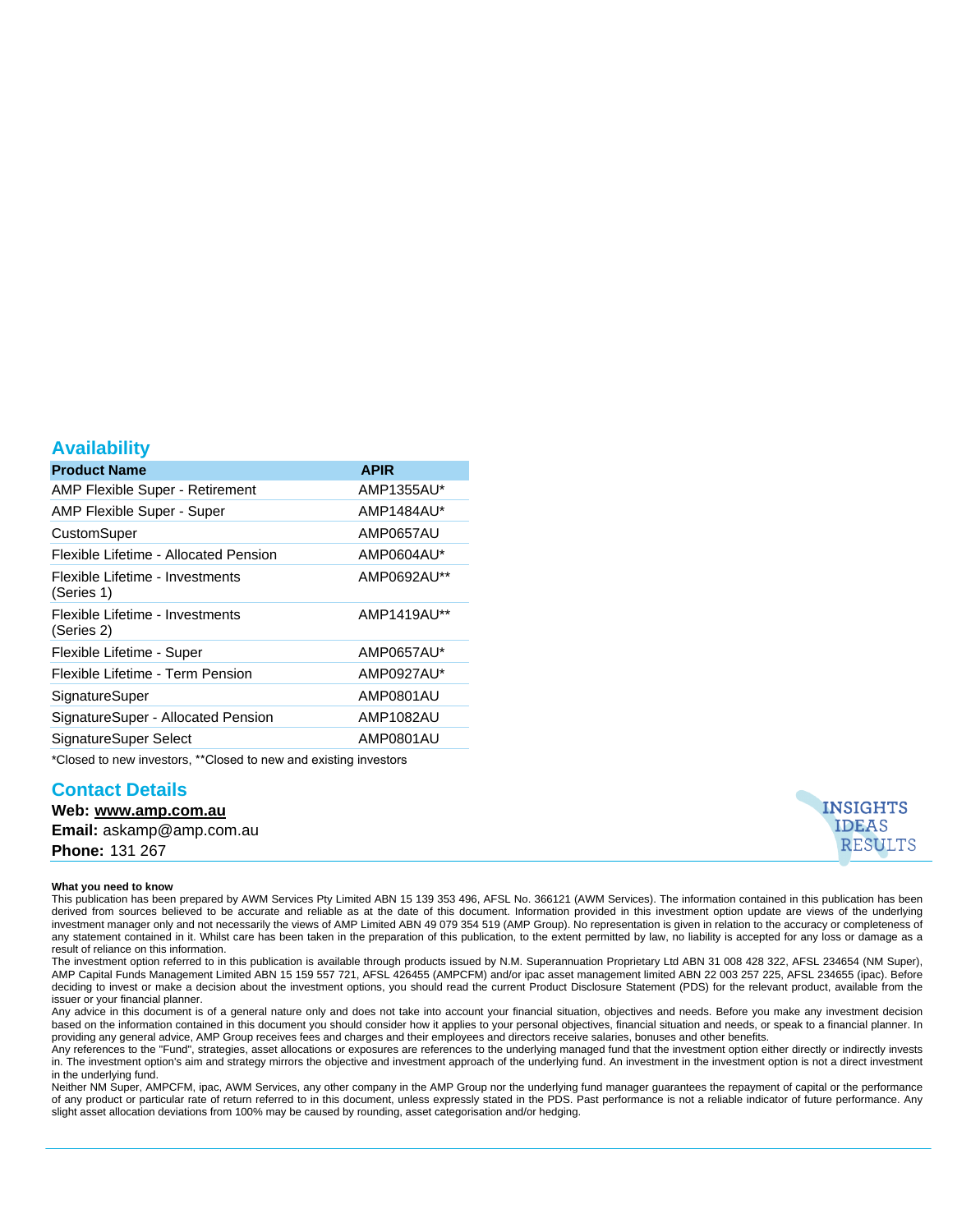## Availability

| Product Name | APIR |
| --- | --- |
| AMP Flexible Super - Retirement | AMP1355AU* |
| AMP Flexible Super - Super | AMP1484AU* |
| CustomSuper | AMP0657AU |
| Flexible Lifetime - Allocated Pension | AMP0604AU* |
| Flexible Lifetime - Investments (Series 1) | AMP0692AU** |
| Flexible Lifetime - Investments (Series 2) | AMP1419AU** |
| Flexible Lifetime - Super | AMP0657AU* |
| Flexible Lifetime - Term Pension | AMP0927AU* |
| SignatureSuper | AMP0801AU |
| SignatureSuper - Allocated Pension | AMP1082AU |
| SignatureSuper Select | AMP0801AU |

*Closed to new investors, **Closed to new and existing investors

## Contact Details

**Web:** **www.amp.com.au**
**Email:** askamp@amp.com.au
**Phone:** 131 267

INSIGHTS
IDEAS
RESULTS

**What you need to know**

This publication has been prepared by AWM Services Pty Limited ABN 15 139 353 496, AFSL No. 366121 (AWM Services). The information contained in this publication has been derived from sources believed to be accurate and reliable as at the date of this document. Information provided in this investment option update are views of the underlying investment manager only and not necessarily the views of AMP Limited ABN 49 079 354 519 (AMP Group). No representation is given in relation to the accuracy or completeness of any statement contained in it. Whilst care has been taken in the preparation of this publication, to the extent permitted by law, no liability is accepted for any loss or damage as a result of reliance on this information.

The investment option referred to in this publication is available through products issued by N.M. Superannuation Proprietary Ltd ABN 31 008 428 322, AFSL 234654 (NM Super), AMP Capital Funds Management Limited ABN 15 159 557 721, AFSL 426455 (AMPCFM) and/or ipac asset management limited ABN 22 003 257 225, AFSL 234655 (ipac). Before deciding to invest or make a decision about the investment options, you should read the current Product Disclosure Statement (PDS) for the relevant product, available from the issuer or your financial planner.

Any advice in this document is of a general nature only and does not take into account your financial situation, objectives and needs. Before you make any investment decision based on the information contained in this document you should consider how it applies to your personal objectives, financial situation and needs, or speak to a financial planner. In providing any general advice, AMP Group receives fees and charges and their employees and directors receive salaries, bonuses and other benefits.

Any references to the "Fund", strategies, asset allocations or exposures are references to the underlying managed fund that the investment option either directly or indirectly invests in. The investment option's aim and strategy mirrors the objective and investment approach of the underlying fund. An investment in the investment option is not a direct investment in the underlying fund.

Neither NM Super, AMPCFM, ipac, AWM Services, any other company in the AMP Group nor the underlying fund manager guarantees the repayment of capital or the performance of any product or particular rate of return referred to in this document, unless expressly stated in the PDS. Past performance is not a reliable indicator of future performance. Any slight asset allocation deviations from 100% may be caused by rounding, asset categorisation and/or hedging.